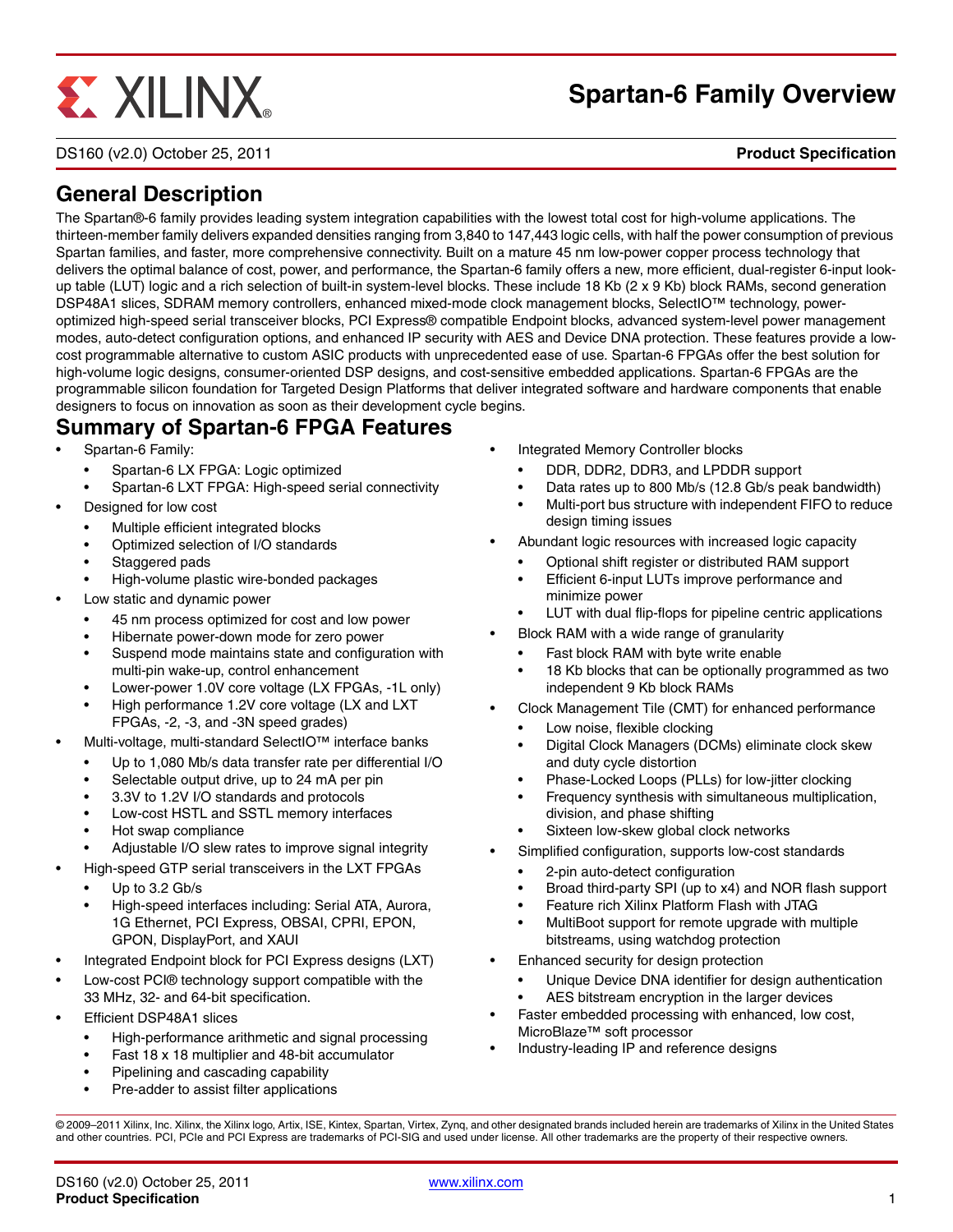# Spartan-6 Family Overview

DS160 (v2.0) October 25, 2011 **Product Specification**

## General Description

The Spartan®-6 family provides leading system integration capabilities with the lowest total cost for high-volume applications. The thirteen-member family delivers expanded densities ranging from 3,840 to 147,443 logic cells, with half the power consumption of previous Spartan families, and faster, more comprehensive connectivity. Built on a mature 45 nm low-power copper process technology that delivers the optimal balance of cost, power, and performance, the Spartan-6 family offers a new, more efficient, dual-register 6-input look-up table (LUT) logic and a rich selection of built-in system-level blocks. These include 18 Kb (2 x 9 Kb) block RAMs, second generation DSP48A1 slices, SDRAM memory controllers, enhanced mixed-mode clock management blocks, SelectIO™ technology, power-optimized high-speed serial transceiver blocks, PCI Express® compatible Endpoint blocks, advanced system-level power management modes, auto-detect configuration options, and enhanced IP security with AES and Device DNA protection. These features provide a low-cost programmable alternative to custom ASIC products with unprecedented ease of use. Spartan-6 FPGAs offer the best solution for high-volume logic designs, consumer-oriented DSP designs, and cost-sensitive embedded applications. Spartan-6 FPGAs are the programmable silicon foundation for Targeted Design Platforms that deliver integrated software and hardware components that enable designers to focus on innovation as soon as their development cycle begins.

## Summary of Spartan-6 FPGA Features

- Spartan-6 Family:
  - Spartan-6 LX FPGA: Logic optimized
  - Spartan-6 LXT FPGA: High-speed serial connectivity
- Designed for low cost
  - Multiple efficient integrated blocks
  - Optimized selection of I/O standards
  - Staggered pads
  - High-volume plastic wire-bonded packages
- Low static and dynamic power
  - 45 nm process optimized for cost and low power
  - Hibernate power-down mode for zero power
  - Suspend mode maintains state and configuration with multi-pin wake-up, control enhancement
  - Lower-power 1.0V core voltage (LX FPGAs, -1L only)
  - High performance 1.2V core voltage (LX and LXT FPGAs, -2, -3, and -3N speed grades)
- Multi-voltage, multi-standard SelectIO™ interface banks
  - Up to 1,080 Mb/s data transfer rate per differential I/O
  - Selectable output drive, up to 24 mA per pin
  - 3.3V to 1.2V I/O standards and protocols
  - Low-cost HSTL and SSTL memory interfaces
  - Hot swap compliance
  - Adjustable I/O slew rates to improve signal integrity
- High-speed GTP serial transceivers in the LXT FPGAs
  - Up to 3.2 Gb/s
  - High-speed interfaces including: Serial ATA, Aurora, 1G Ethernet, PCI Express, OBSAI, CPRI, EPON, GPON, DisplayPort, and XAUI
- Integrated Endpoint block for PCI Express designs (LXT)
- Low-cost PCI® technology support compatible with the 33 MHz, 32- and 64-bit specification.
- Efficient DSP48A1 slices
  - High-performance arithmetic and signal processing
  - Fast 18 x 18 multiplier and 48-bit accumulator
  - Pipelining and cascading capability
  - Pre-adder to assist filter applications
- Integrated Memory Controller blocks
  - DDR, DDR2, DDR3, and LPDDR support
  - Data rates up to 800 Mb/s (12.8 Gb/s peak bandwidth)
  - Multi-port bus structure with independent FIFO to reduce design timing issues
- Abundant logic resources with increased logic capacity
  - Optional shift register or distributed RAM support
  - Efficient 6-input LUTs improve performance and minimize power
  - LUT with dual flip-flops for pipeline centric applications
- Block RAM with a wide range of granularity
  - Fast block RAM with byte write enable
  - 18 Kb blocks that can be optionally programmed as two independent 9 Kb block RAMs
- Clock Management Tile (CMT) for enhanced performance
  - Low noise, flexible clocking
  - Digital Clock Managers (DCMs) eliminate clock skew and duty cycle distortion
  - Phase-Locked Loops (PLLs) for low-jitter clocking
  - Frequency synthesis with simultaneous multiplication, division, and phase shifting
  - Sixteen low-skew global clock networks
- Simplified configuration, supports low-cost standards
  - 2-pin auto-detect configuration
  - Broad third-party SPI (up to x4) and NOR flash support
  - Feature rich Xilinx Platform Flash with JTAG
  - MultiBoot support for remote upgrade with multiple bitstreams, using watchdog protection
- Enhanced security for design protection
  - Unique Device DNA identifier for design authentication
  - AES bitstream encryption in the larger devices
- Faster embedded processing with enhanced, low cost, MicroBlaze™ soft processor
- Industry-leading IP and reference designs

© 2009–2011 Xilinx, Inc. Xilinx, the Xilinx logo, Artix, ISE, Kintex, Spartan, Virtex, Zynq, and other designated brands included herein are trademarks of Xilinx in the United States and other countries. PCI, PCIe and PCI Express are trademarks of PCI-SIG and used under license. All other trademarks are the property of their respective owners.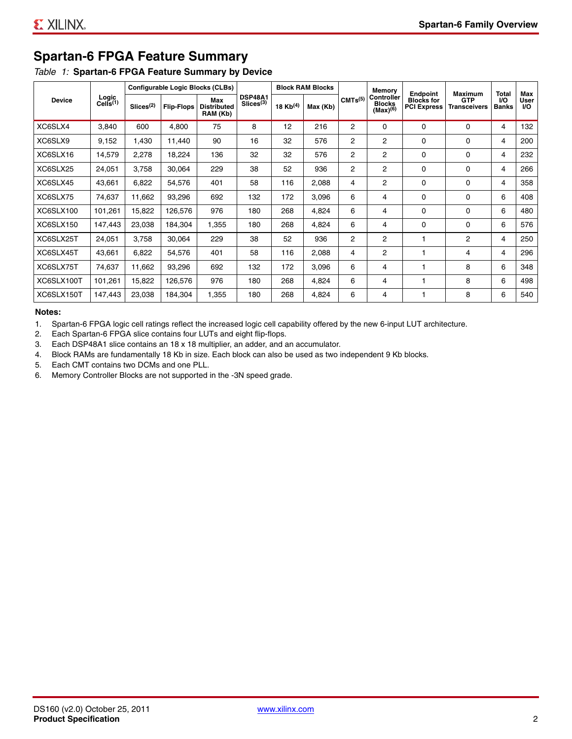## Spartan-6 FPGA Feature Summary

*Table 1:* **Spartan-6 FPGA Feature Summary by Device**

| Device | Logic Cells[1] | Configurable Logic Blocks (CLBs) | | | DSP48A1 Slices[3] | Block RAM Blocks | | CMTs[5] | Memory Controller Blocks (Max)[6] | Endpoint Blocks for PCI Express | Maximum GTP Transceivers | Total I/O Banks | Max User I/O |
|---|---|---|---|---|---|---|---|---|---|---|---|---|---|
| | | Slices[2] | Flip-Flops | Max Distributed RAM (Kb) | | 18 Kb[4] | Max (Kb) | | | | | | |
| XC6SLX4 | 3,840 | 600 | 4,800 | 75 | 8 | 12 | 216 | 2 | 0 | 0 | 0 | 4 | 132 |
| XC6SLX9 | 9,152 | 1,430 | 11,440 | 90 | 16 | 32 | 576 | 2 | 2 | 0 | 0 | 4 | 200 |
| XC6SLX16 | 14,579 | 2,278 | 18,224 | 136 | 32 | 32 | 576 | 2 | 2 | 0 | 0 | 4 | 232 |
| XC6SLX25 | 24,051 | 3,758 | 30,064 | 229 | 38 | 52 | 936 | 2 | 2 | 0 | 0 | 4 | 266 |
| XC6SLX45 | 43,661 | 6,822 | 54,576 | 401 | 58 | 116 | 2,088 | 4 | 2 | 0 | 0 | 4 | 358 |
| XC6SLX75 | 74,637 | 11,662 | 93,296 | 692 | 132 | 172 | 3,096 | 6 | 4 | 0 | 0 | 6 | 408 |
| XC6SLX100 | 101,261 | 15,822 | 126,576 | 976 | 180 | 268 | 4,824 | 6 | 4 | 0 | 0 | 6 | 480 |
| XC6SLX150 | 147,443 | 23,038 | 184,304 | 1,355 | 180 | 268 | 4,824 | 6 | 4 | 0 | 0 | 6 | 576 |
| XC6SLX25T | 24,051 | 3,758 | 30,064 | 229 | 38 | 52 | 936 | 2 | 2 | 1 | 2 | 4 | 250 |
| XC6SLX45T | 43,661 | 6,822 | 54,576 | 401 | 58 | 116 | 2,088 | 4 | 2 | 1 | 4 | 4 | 296 |
| XC6SLX75T | 74,637 | 11,662 | 93,296 | 692 | 132 | 172 | 3,096 | 6 | 4 | 1 | 8 | 6 | 348 |
| XC6SLX100T | 101,261 | 15,822 | 126,576 | 976 | 180 | 268 | 4,824 | 6 | 4 | 1 | 8 | 6 | 498 |
| XC6SLX150T | 147,443 | 23,038 | 184,304 | 1,355 | 180 | 268 | 4,824 | 6 | 4 | 1 | 8 | 6 | 540 |

**Notes:**

1. Spartan-6 FPGA logic cell ratings reflect the increased logic cell capability offered by the new 6-input LUT architecture.
2. Each Spartan-6 FPGA slice contains four LUTs and eight flip-flops.
3. Each DSP48A1 slice contains an 18 x 18 multiplier, an adder, and an accumulator.
4. Block RAMs are fundamentally 18 Kb in size. Each block can also be used as two independent 9 Kb blocks.
5. Each CMT contains two DCMs and one PLL.
6. Memory Controller Blocks are not supported in the -3N speed grade.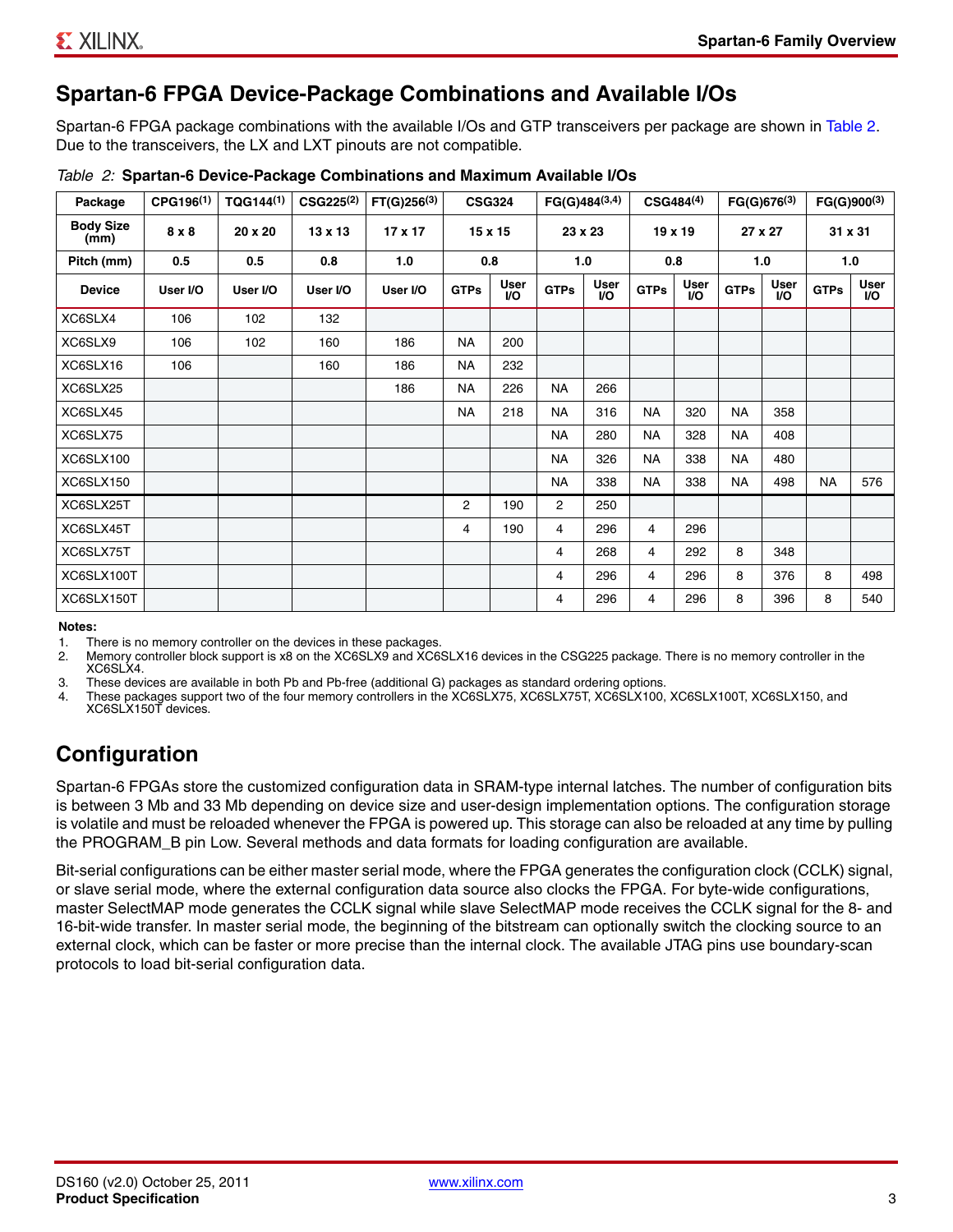## Spartan-6 FPGA Device-Package Combinations and Available I/Os

Spartan-6 FPGA package combinations with the available I/Os and GTP transceivers per package are shown in Table 2. Due to the transceivers, the LX and LXT pinouts are not compatible.

*Table 2:* **Spartan-6 Device-Package Combinations and Maximum Available I/Os**

| Package | CPG196[1] | TQG144[1] | CSG225[2] | FT(G)256[3] | CSG324 | | FG(G)484[3,4] | | CSG484[4] | | FG(G)676[3] | | FG(G)900[3] | |
|---|---|---|---|---|---|---|---|---|---|---|---|---|---|---|
| Body Size (mm) | 8 x 8 | 20 x 20 | 13 x 13 | 17 x 17 | 15 x 15 | | 23 x 23 | | 19 x 19 | | 27 x 27 | | 31 x 31 | |
| Pitch (mm) | 0.5 | 0.5 | 0.8 | 1.0 | 0.8 | | 1.0 | | 0.8 | | 1.0 | | 1.0 | |
| Device | User I/O | User I/O | User I/O | User I/O | GTPs | User I/O | GTPs | User I/O | GTPs | User I/O | GTPs | User I/O | GTPs | User I/O |
| XC6SLX4 | 106 | 102 | 132 | | | | | | | | | | | |
| XC6SLX9 | 106 | 102 | 160 | 186 | NA | 200 | | | | | | | | |
| XC6SLX16 | 106 | | 160 | 186 | NA | 232 | | | | | | | | |
| XC6SLX25 | | | | 186 | NA | 226 | NA | 266 | | | | | | |
| XC6SLX45 | | | | | NA | 218 | NA | 316 | NA | 320 | NA | 358 | | |
| XC6SLX75 | | | | | | | NA | 280 | NA | 328 | NA | 408 | | |
| XC6SLX100 | | | | | | | NA | 326 | NA | 338 | NA | 480 | | |
| XC6SLX150 | | | | | | | NA | 338 | NA | 338 | NA | 498 | NA | 576 |
| XC6SLX25T | | | | | 2 | 190 | 2 | 250 | | | | | | |
| XC6SLX45T | | | | | 4 | 190 | 4 | 296 | 4 | 296 | | | | |
| XC6SLX75T | | | | | | | 4 | 268 | 4 | 292 | 8 | 348 | | |
| XC6SLX100T | | | | | | | 4 | 296 | 4 | 296 | 8 | 376 | 8 | 498 |
| XC6SLX150T | | | | | | | 4 | 296 | 4 | 296 | 8 | 396 | 8 | 540 |

**Notes:**

1. There is no memory controller on the devices in these packages.
2. Memory controller block support is x8 on the XC6SLX9 and XC6SLX16 devices in the CSG225 package. There is no memory controller in the XC6SLX4.
3. These devices are available in both Pb and Pb-free (additional G) packages as standard ordering options.
4. These packages support two of the four memory controllers in the XC6SLX75, XC6SLX75T, XC6SLX100, XC6SLX100T, XC6SLX150, and XC6SLX150T devices.

## Configuration

Spartan-6 FPGAs store the customized configuration data in SRAM-type internal latches. The number of configuration bits is between 3 Mb and 33 Mb depending on device size and user-design implementation options. The configuration storage is volatile and must be reloaded whenever the FPGA is powered up. This storage can also be reloaded at any time by pulling the PROGRAM_B pin Low. Several methods and data formats for loading configuration are available.

Bit-serial configurations can be either master serial mode, where the FPGA generates the configuration clock (CCLK) signal, or slave serial mode, where the external configuration data source also clocks the FPGA. For byte-wide configurations, master SelectMAP mode generates the CCLK signal while slave SelectMAP mode receives the CCLK signal for the 8- and 16-bit-wide transfer. In master serial mode, the beginning of the bitstream can optionally switch the clocking source to an external clock, which can be faster or more precise than the internal clock. The available JTAG pins use boundary-scan protocols to load bit-serial configuration data.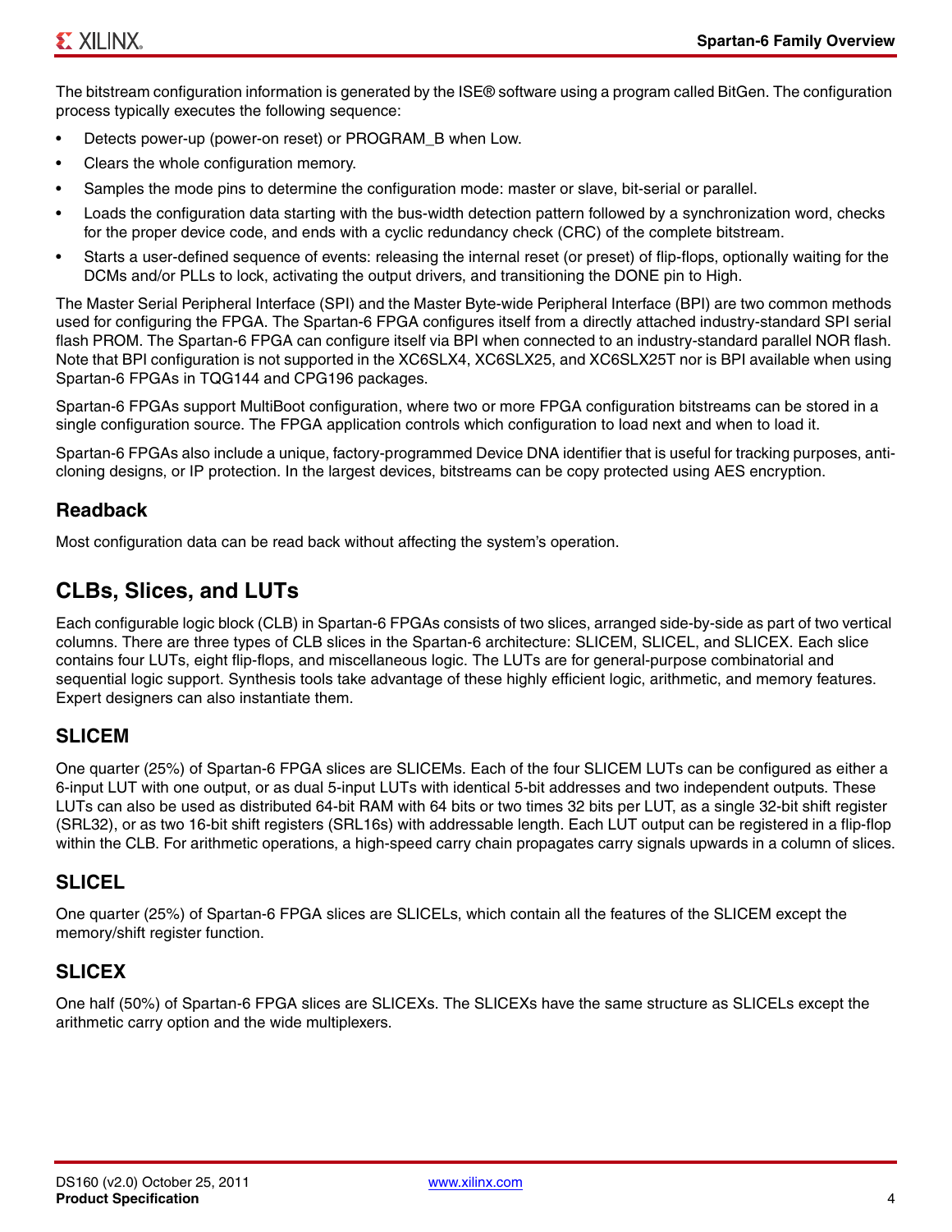The bitstream configuration information is generated by the ISE® software using a program called BitGen. The configuration process typically executes the following sequence:

- Detects power-up (power-on reset) or PROGRAM_B when Low.
- Clears the whole configuration memory.
- Samples the mode pins to determine the configuration mode: master or slave, bit-serial or parallel.
- Loads the configuration data starting with the bus-width detection pattern followed by a synchronization word, checks for the proper device code, and ends with a cyclic redundancy check (CRC) of the complete bitstream.
- Starts a user-defined sequence of events: releasing the internal reset (or preset) of flip-flops, optionally waiting for the DCMs and/or PLLs to lock, activating the output drivers, and transitioning the DONE pin to High.

The Master Serial Peripheral Interface (SPI) and the Master Byte-wide Peripheral Interface (BPI) are two common methods used for configuring the FPGA. The Spartan-6 FPGA configures itself from a directly attached industry-standard SPI serial flash PROM. The Spartan-6 FPGA can configure itself via BPI when connected to an industry-standard parallel NOR flash. Note that BPI configuration is not supported in the XC6SLX4, XC6SLX25, and XC6SLX25T nor is BPI available when using Spartan-6 FPGAs in TQG144 and CPG196 packages.

Spartan-6 FPGAs support MultiBoot configuration, where two or more FPGA configuration bitstreams can be stored in a single configuration source. The FPGA application controls which configuration to load next and when to load it.

Spartan-6 FPGAs also include a unique, factory-programmed Device DNA identifier that is useful for tracking purposes, anti-cloning designs, or IP protection. In the largest devices, bitstreams can be copy protected using AES encryption.

### Readback

Most configuration data can be read back without affecting the system's operation.

## CLBs, Slices, and LUTs

Each configurable logic block (CLB) in Spartan-6 FPGAs consists of two slices, arranged side-by-side as part of two vertical columns. There are three types of CLB slices in the Spartan-6 architecture: SLICEM, SLICEL, and SLICEX. Each slice contains four LUTs, eight flip-flops, and miscellaneous logic. The LUTs are for general-purpose combinatorial and sequential logic support. Synthesis tools take advantage of these highly efficient logic, arithmetic, and memory features. Expert designers can also instantiate them.

### SLICEM

One quarter (25%) of Spartan-6 FPGA slices are SLICEMs. Each of the four SLICEM LUTs can be configured as either a 6-input LUT with one output, or as dual 5-input LUTs with identical 5-bit addresses and two independent outputs. These LUTs can also be used as distributed 64-bit RAM with 64 bits or two times 32 bits per LUT, as a single 32-bit shift register (SRL32), or as two 16-bit shift registers (SRL16s) with addressable length. Each LUT output can be registered in a flip-flop within the CLB. For arithmetic operations, a high-speed carry chain propagates carry signals upwards in a column of slices.

### SLICEL

One quarter (25%) of Spartan-6 FPGA slices are SLICELs, which contain all the features of the SLICEM except the memory/shift register function.

### SLICEX

One half (50%) of Spartan-6 FPGA slices are SLICEXs. The SLICEXs have the same structure as SLICELs except the arithmetic carry option and the wide multiplexers.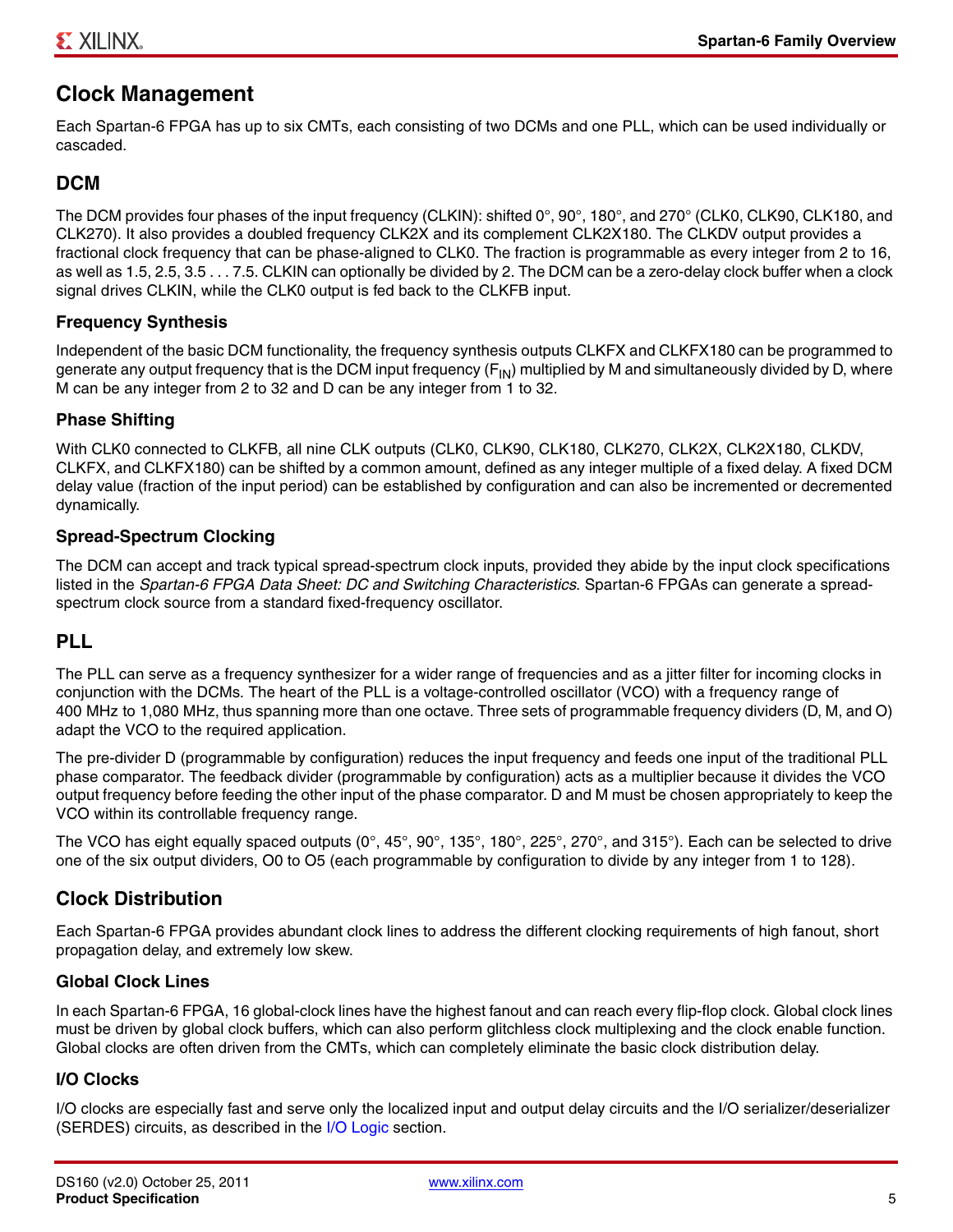## Clock Management

Each Spartan-6 FPGA has up to six CMTs, each consisting of two DCMs and one PLL, which can be used individually or cascaded.

### DCM

The DCM provides four phases of the input frequency (CLKIN): shifted 0°, 90°, 180°, and 270° (CLK0, CLK90, CLK180, and CLK270). It also provides a doubled frequency CLK2X and its complement CLK2X180. The CLKDV output provides a fractional clock frequency that can be phase-aligned to CLK0. The fraction is programmable as every integer from 2 to 16, as well as 1.5, 2.5, 3.5 . . . 7.5. CLKIN can optionally be divided by 2. The DCM can be a zero-delay clock buffer when a clock signal drives CLKIN, while the CLK0 output is fed back to the CLKFB input.

#### Frequency Synthesis

Independent of the basic DCM functionality, the frequency synthesis outputs CLKFX and CLKFX180 can be programmed to generate any output frequency that is the DCM input frequency ($F_{IN}$) multiplied by M and simultaneously divided by D, where M can be any integer from 2 to 32 and D can be any integer from 1 to 32.

#### Phase Shifting

With CLK0 connected to CLKFB, all nine CLK outputs (CLK0, CLK90, CLK180, CLK270, CLK2X, CLK2X180, CLKDV, CLKFX, and CLKFX180) can be shifted by a common amount, defined as any integer multiple of a fixed delay. A fixed DCM delay value (fraction of the input period) can be established by configuration and can also be incremented or decremented dynamically.

#### Spread-Spectrum Clocking

The DCM can accept and track typical spread-spectrum clock inputs, provided they abide by the input clock specifications listed in the *Spartan-6 FPGA Data Sheet: DC and Switching Characteristics*. Spartan-6 FPGAs can generate a spread-spectrum clock source from a standard fixed-frequency oscillator.

### PLL

The PLL can serve as a frequency synthesizer for a wider range of frequencies and as a jitter filter for incoming clocks in conjunction with the DCMs. The heart of the PLL is a voltage-controlled oscillator (VCO) with a frequency range of 400 MHz to 1,080 MHz, thus spanning more than one octave. Three sets of programmable frequency dividers (D, M, and O) adapt the VCO to the required application.

The pre-divider D (programmable by configuration) reduces the input frequency and feeds one input of the traditional PLL phase comparator. The feedback divider (programmable by configuration) acts as a multiplier because it divides the VCO output frequency before feeding the other input of the phase comparator. D and M must be chosen appropriately to keep the VCO within its controllable frequency range.

The VCO has eight equally spaced outputs (0°, 45°, 90°, 135°, 180°, 225°, 270°, and 315°). Each can be selected to drive one of the six output dividers, O0 to O5 (each programmable by configuration to divide by any integer from 1 to 128).

## Clock Distribution

Each Spartan-6 FPGA provides abundant clock lines to address the different clocking requirements of high fanout, short propagation delay, and extremely low skew.

### Global Clock Lines

In each Spartan-6 FPGA, 16 global-clock lines have the highest fanout and can reach every flip-flop clock. Global clock lines must be driven by global clock buffers, which can also perform glitchless clock multiplexing and the clock enable function. Global clocks are often driven from the CMTs, which can completely eliminate the basic clock distribution delay.

### I/O Clocks

I/O clocks are especially fast and serve only the localized input and output delay circuits and the I/O serializer/deserializer (SERDES) circuits, as described in the I/O Logic section.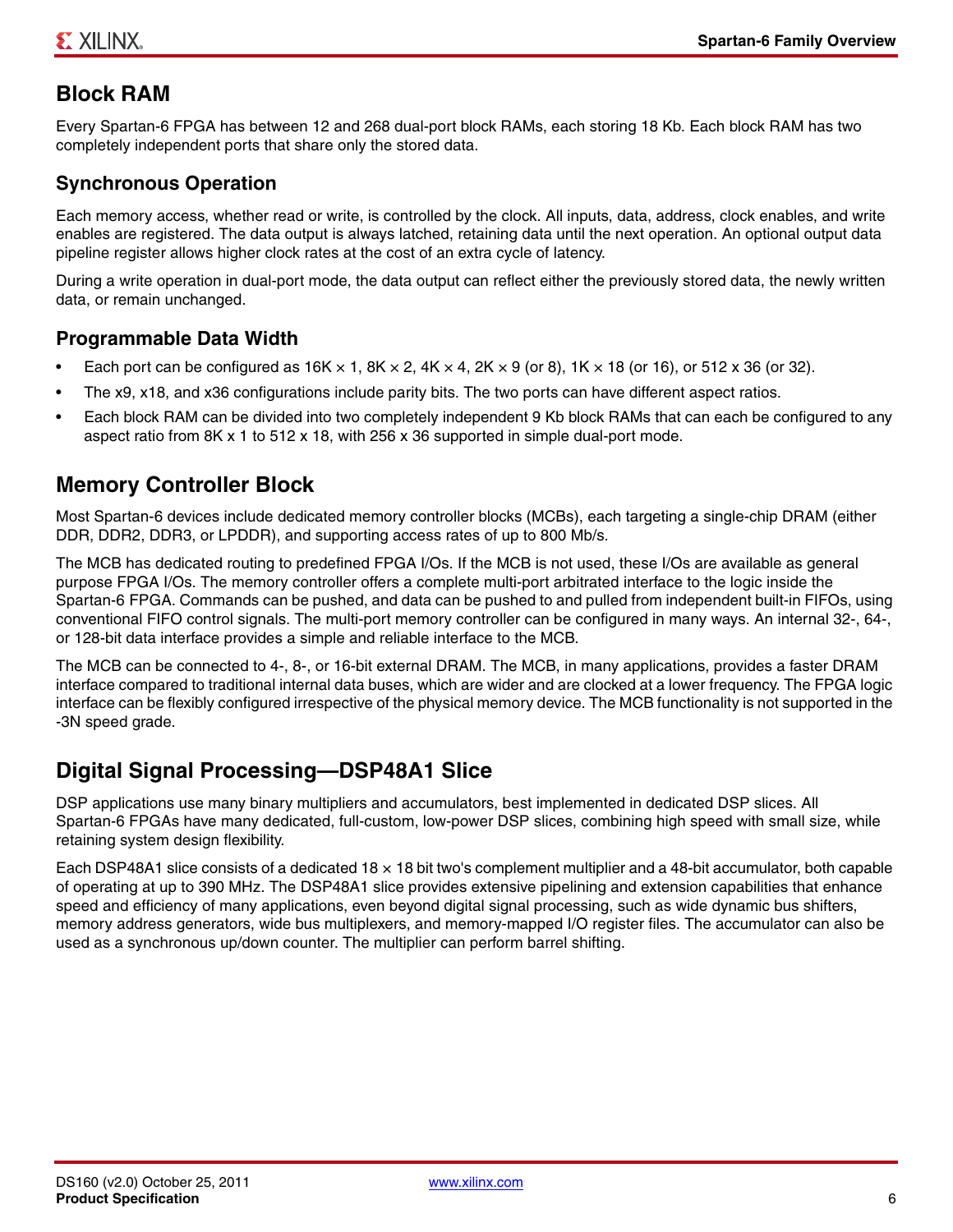## Block RAM

Every Spartan-6 FPGA has between 12 and 268 dual-port block RAMs, each storing 18 Kb. Each block RAM has two completely independent ports that share only the stored data.

### Synchronous Operation

Each memory access, whether read or write, is controlled by the clock. All inputs, data, address, clock enables, and write enables are registered. The data output is always latched, retaining data until the next operation. An optional output data pipeline register allows higher clock rates at the cost of an extra cycle of latency.

During a write operation in dual-port mode, the data output can reflect either the previously stored data, the newly written data, or remain unchanged.

### Programmable Data Width

- Each port can be configured as 16K × 1, 8K × 2, 4K × 4, 2K × 9 (or 8), 1K × 18 (or 16), or 512 x 36 (or 32).
- The x9, x18, and x36 configurations include parity bits. The two ports can have different aspect ratios.
- Each block RAM can be divided into two completely independent 9 Kb block RAMs that can each be configured to any aspect ratio from 8K x 1 to 512 x 18, with 256 x 36 supported in simple dual-port mode.

## Memory Controller Block

Most Spartan-6 devices include dedicated memory controller blocks (MCBs), each targeting a single-chip DRAM (either DDR, DDR2, DDR3, or LPDDR), and supporting access rates of up to 800 Mb/s.

The MCB has dedicated routing to predefined FPGA I/Os. If the MCB is not used, these I/Os are available as general purpose FPGA I/Os. The memory controller offers a complete multi-port arbitrated interface to the logic inside the Spartan-6 FPGA. Commands can be pushed, and data can be pushed to and pulled from independent built-in FIFOs, using conventional FIFO control signals. The multi-port memory controller can be configured in many ways. An internal 32-, 64-, or 128-bit data interface provides a simple and reliable interface to the MCB.

The MCB can be connected to 4-, 8-, or 16-bit external DRAM. The MCB, in many applications, provides a faster DRAM interface compared to traditional internal data buses, which are wider and are clocked at a lower frequency. The FPGA logic interface can be flexibly configured irrespective of the physical memory device. The MCB functionality is not supported in the -3N speed grade.

## Digital Signal Processing—DSP48A1 Slice

DSP applications use many binary multipliers and accumulators, best implemented in dedicated DSP slices. All Spartan-6 FPGAs have many dedicated, full-custom, low-power DSP slices, combining high speed with small size, while retaining system design flexibility.

Each DSP48A1 slice consists of a dedicated 18 × 18 bit two's complement multiplier and a 48-bit accumulator, both capable of operating at up to 390 MHz. The DSP48A1 slice provides extensive pipelining and extension capabilities that enhance speed and efficiency of many applications, even beyond digital signal processing, such as wide dynamic bus shifters, memory address generators, wide bus multiplexers, and memory-mapped I/O register files. The accumulator can also be used as a synchronous up/down counter. The multiplier can perform barrel shifting.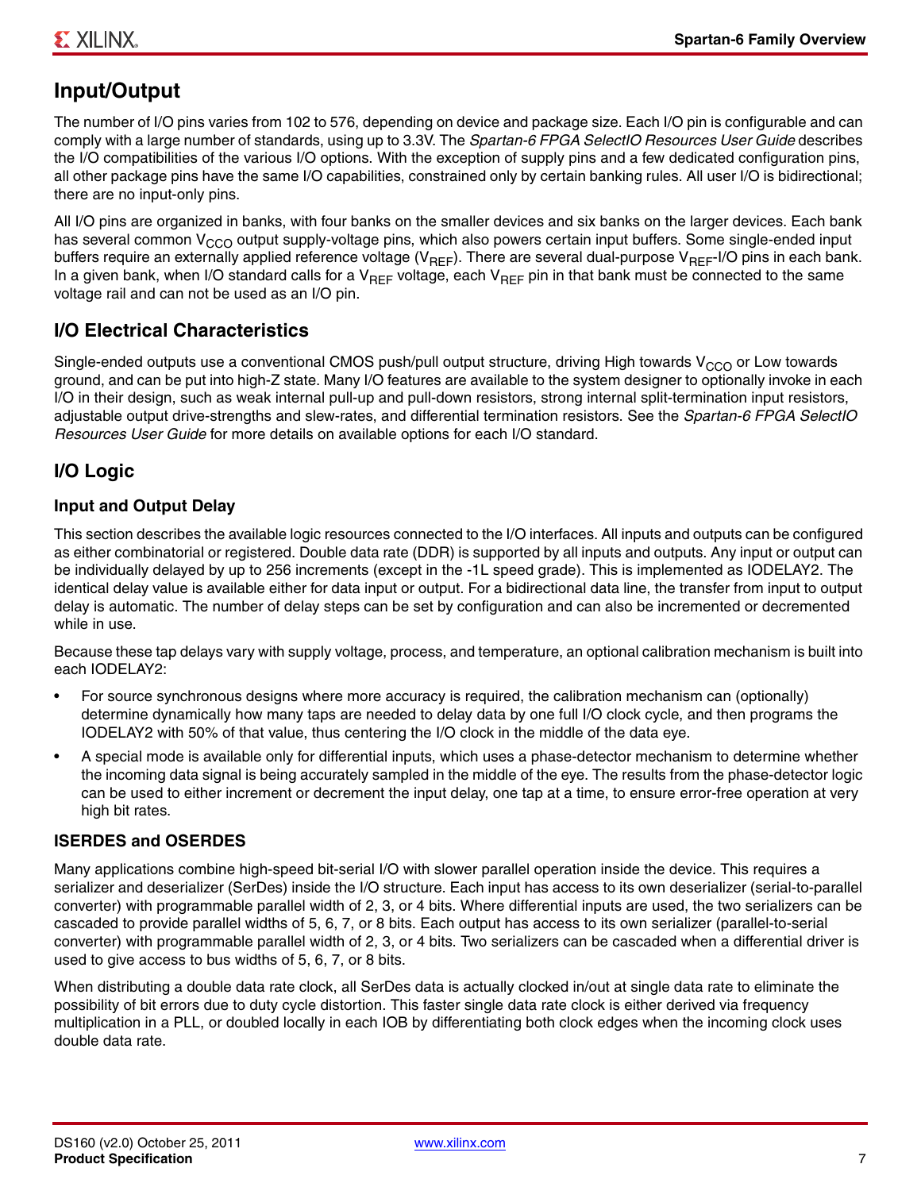## Input/Output

The number of I/O pins varies from 102 to 576, depending on device and package size. Each I/O pin is configurable and can comply with a large number of standards, using up to 3.3V. The *Spartan-6 FPGA SelectIO Resources User Guide* describes the I/O compatibilities of the various I/O options. With the exception of supply pins and a few dedicated configuration pins, all other package pins have the same I/O capabilities, constrained only by certain banking rules. All user I/O is bidirectional; there are no input-only pins.

All I/O pins are organized in banks, with four banks on the smaller devices and six banks on the larger devices. Each bank has several common $V_{CCO}$ output supply-voltage pins, which also powers certain input buffers. Some single-ended input buffers require an externally applied reference voltage ($V_{REF}$). There are several dual-purpose $V_{REF}$-I/O pins in each bank. In a given bank, when I/O standard calls for a $V_{REF}$ voltage, each $V_{REF}$ pin in that bank must be connected to the same voltage rail and can not be used as an I/O pin.

### I/O Electrical Characteristics

Single-ended outputs use a conventional CMOS push/pull output structure, driving High towards $V_{CCO}$ or Low towards ground, and can be put into high-Z state. Many I/O features are available to the system designer to optionally invoke in each I/O in their design, such as weak internal pull-up and pull-down resistors, strong internal split-termination input resistors, adjustable output drive-strengths and slew-rates, and differential termination resistors. See the *Spartan-6 FPGA SelectIO Resources User Guide* for more details on available options for each I/O standard.

### I/O Logic

#### Input and Output Delay

This section describes the available logic resources connected to the I/O interfaces. All inputs and outputs can be configured as either combinatorial or registered. Double data rate (DDR) is supported by all inputs and outputs. Any input or output can be individually delayed by up to 256 increments (except in the -1L speed grade). This is implemented as IODELAY2. The identical delay value is available either for data input or output. For a bidirectional data line, the transfer from input to output delay is automatic. The number of delay steps can be set by configuration and can also be incremented or decremented while in use.

Because these tap delays vary with supply voltage, process, and temperature, an optional calibration mechanism is built into each IODELAY2:

- For source synchronous designs where more accuracy is required, the calibration mechanism can (optionally) determine dynamically how many taps are needed to delay data by one full I/O clock cycle, and then programs the IODELAY2 with 50% of that value, thus centering the I/O clock in the middle of the data eye.
- A special mode is available only for differential inputs, which uses a phase-detector mechanism to determine whether the incoming data signal is being accurately sampled in the middle of the eye. The results from the phase-detector logic can be used to either increment or decrement the input delay, one tap at a time, to ensure error-free operation at very high bit rates.

#### ISERDES and OSERDES

Many applications combine high-speed bit-serial I/O with slower parallel operation inside the device. This requires a serializer and deserializer (SerDes) inside the I/O structure. Each input has access to its own deserializer (serial-to-parallel converter) with programmable parallel width of 2, 3, or 4 bits. Where differential inputs are used, the two serializers can be cascaded to provide parallel widths of 5, 6, 7, or 8 bits. Each output has access to its own serializer (parallel-to-serial converter) with programmable parallel width of 2, 3, or 4 bits. Two serializers can be cascaded when a differential driver is used to give access to bus widths of 5, 6, 7, or 8 bits.

When distributing a double data rate clock, all SerDes data is actually clocked in/out at single data rate to eliminate the possibility of bit errors due to duty cycle distortion. This faster single data rate clock is either derived via frequency multiplication in a PLL, or doubled locally in each IOB by differentiating both clock edges when the incoming clock uses double data rate.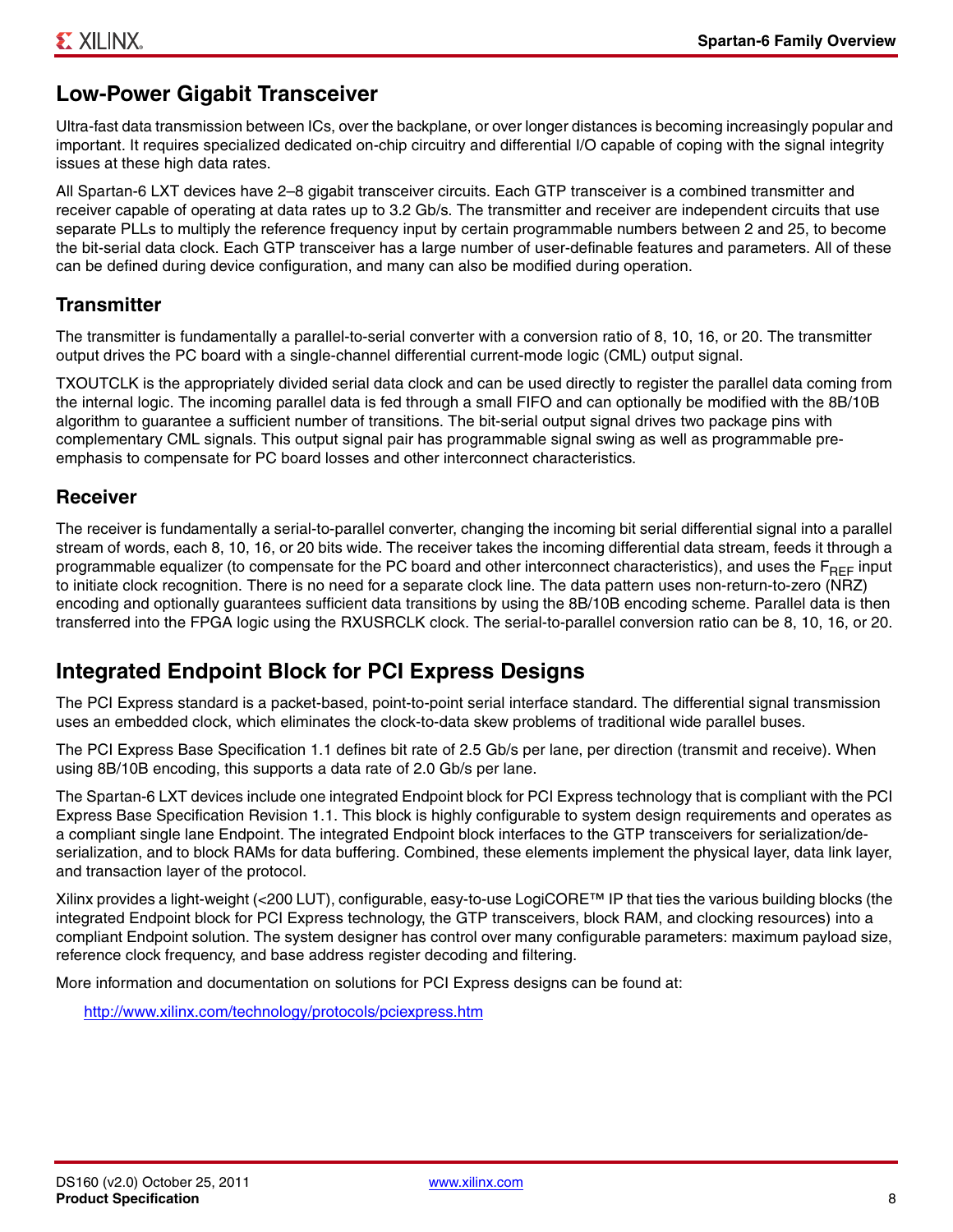## Low-Power Gigabit Transceiver

Ultra-fast data transmission between ICs, over the backplane, or over longer distances is becoming increasingly popular and important. It requires specialized dedicated on-chip circuitry and differential I/O capable of coping with the signal integrity issues at these high data rates.

All Spartan-6 LXT devices have 2–8 gigabit transceiver circuits. Each GTP transceiver is a combined transmitter and receiver capable of operating at data rates up to 3.2 Gb/s. The transmitter and receiver are independent circuits that use separate PLLs to multiply the reference frequency input by certain programmable numbers between 2 and 25, to become the bit-serial data clock. Each GTP transceiver has a large number of user-definable features and parameters. All of these can be defined during device configuration, and many can also be modified during operation.

### Transmitter

The transmitter is fundamentally a parallel-to-serial converter with a conversion ratio of 8, 10, 16, or 20. The transmitter output drives the PC board with a single-channel differential current-mode logic (CML) output signal.

TXOUTCLK is the appropriately divided serial data clock and can be used directly to register the parallel data coming from the internal logic. The incoming parallel data is fed through a small FIFO and can optionally be modified with the 8B/10B algorithm to guarantee a sufficient number of transitions. The bit-serial output signal drives two package pins with complementary CML signals. This output signal pair has programmable signal swing as well as programmable pre-emphasis to compensate for PC board losses and other interconnect characteristics.

### Receiver

The receiver is fundamentally a serial-to-parallel converter, changing the incoming bit serial differential signal into a parallel stream of words, each 8, 10, 16, or 20 bits wide. The receiver takes the incoming differential data stream, feeds it through a programmable equalizer (to compensate for the PC board and other interconnect characteristics), and uses the $F_{REF}$ input to initiate clock recognition. There is no need for a separate clock line. The data pattern uses non-return-to-zero (NRZ) encoding and optionally guarantees sufficient data transitions by using the 8B/10B encoding scheme. Parallel data is then transferred into the FPGA logic using the RXUSRCLK clock. The serial-to-parallel conversion ratio can be 8, 10, 16, or 20.

## Integrated Endpoint Block for PCI Express Designs

The PCI Express standard is a packet-based, point-to-point serial interface standard. The differential signal transmission uses an embedded clock, which eliminates the clock-to-data skew problems of traditional wide parallel buses.

The PCI Express Base Specification 1.1 defines bit rate of 2.5 Gb/s per lane, per direction (transmit and receive). When using 8B/10B encoding, this supports a data rate of 2.0 Gb/s per lane.

The Spartan-6 LXT devices include one integrated Endpoint block for PCI Express technology that is compliant with the PCI Express Base Specification Revision 1.1. This block is highly configurable to system design requirements and operates as a compliant single lane Endpoint. The integrated Endpoint block interfaces to the GTP transceivers for serialization/de-serialization, and to block RAMs for data buffering. Combined, these elements implement the physical layer, data link layer, and transaction layer of the protocol.

Xilinx provides a light-weight (<200 LUT), configurable, easy-to-use LogiCORE™ IP that ties the various building blocks (the integrated Endpoint block for PCI Express technology, the GTP transceivers, block RAM, and clocking resources) into a compliant Endpoint solution. The system designer has control over many configurable parameters: maximum payload size, reference clock frequency, and base address register decoding and filtering.

More information and documentation on solutions for PCI Express designs can be found at:

http://www.xilinx.com/technology/protocols/pciexpress.htm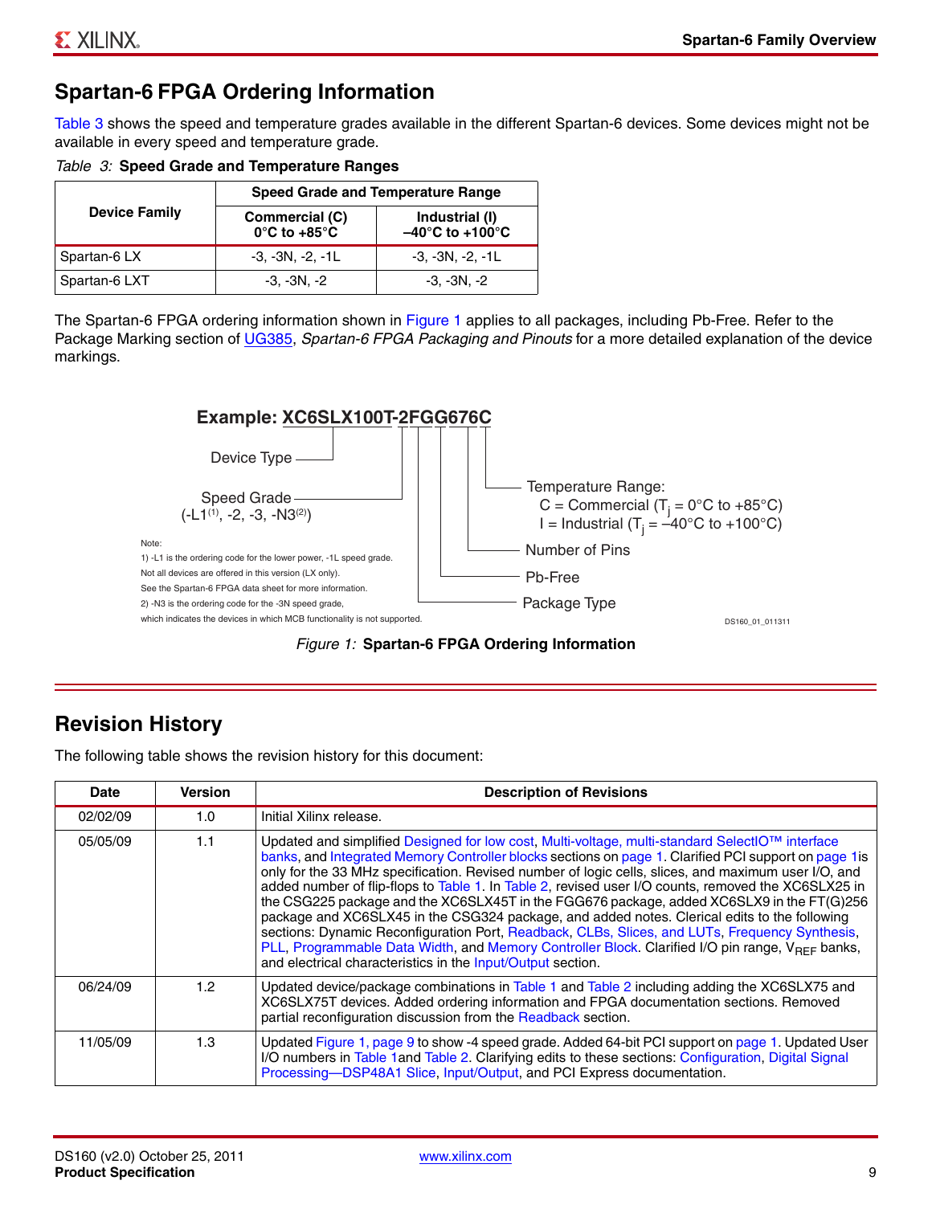## Spartan-6 FPGA Ordering Information

Table 3 shows the speed and temperature grades available in the different Spartan-6 devices. Some devices might not be available in every speed and temperature grade.

*Table 3:* **Speed Grade and Temperature Ranges**

| Device Family | Speed Grade and Temperature Range | |
|---|---|---|
| | Commercial (C) 0°C to +85°C | Industrial (I) –40°C to +100°C |
| Spartan-6 LX | -3, -3N, -2, -1L | -3, -3N, -2, -1L |
| Spartan-6 LXT | -3, -3N, -2 | -3, -3N, -2 |

The Spartan-6 FPGA ordering information shown in Figure 1 applies to all packages, including Pb-Free. Refer to the Package Marking section of UG385, *Spartan-6 FPGA Packaging and Pinouts* for a more detailed explanation of the device markings.

**Example: XC6SLX100T-2FGG676C**

- Device Type
- Speed Grade (-L1(1), -2, -3, -N3(2))
- Package Type
- Pb-Free
- Number of Pins
- Temperature Range:
  - C = Commercial ($T_j$ = 0°C to +85°C)
  - I = Industrial ($T_j$ = –40°C to +100°C)

Note:
1) -L1 is the ordering code for the lower power, -1L speed grade. Not all devices are offered in this version (LX only). See the Spartan-6 FPGA data sheet for more information.
2) -N3 is the ordering code for the -3N speed grade, which indicates the devices in which MCB functionality is not supported.

DS160_01_011311

*Figure 1:* **Spartan-6 FPGA Ordering Information**

## Revision History

The following table shows the revision history for this document:

| Date | Version | Description of Revisions |
|---|---|---|
| 02/02/09 | 1.0 | Initial Xilinx release. |
| 05/05/09 | 1.1 | Updated and simplified Designed for low cost, Multi-voltage, multi-standard SelectIO™ interface banks, and Integrated Memory Controller blocks sections on page 1. Clarified PCI support on page 1is only for the 33 MHz specification. Revised number of logic cells, slices, and maximum user I/O, and added number of flip-flops to Table 1. In Table 2, revised user I/O counts, removed the XC6SLX25 in the CSG225 package and the XC6SLX45T in the FGG676 package, added XC6SLX9 in the FT(G)256 package and XC6SLX45 in the CSG324 package, and added notes. Clerical edits to the following sections: Dynamic Reconfiguration Port, Readback, CLBs, Slices, and LUTs, Frequency Synthesis, PLL, Programmable Data Width, and Memory Controller Block. Clarified I/O pin range, $V_{REF}$ banks, and electrical characteristics in the Input/Output section. |
| 06/24/09 | 1.2 | Updated device/package combinations in Table 1 and Table 2 including adding the XC6SLX75 and XC6SLX75T devices. Added ordering information and FPGA documentation sections. Removed partial reconfiguration discussion from the Readback section. |
| 11/05/09 | 1.3 | Updated Figure 1, page 9 to show -4 speed grade. Added 64-bit PCI support on page 1. Updated User I/O numbers in Table 1and Table 2. Clarifying edits to these sections: Configuration, Digital Signal Processing—DSP48A1 Slice, Input/Output, and PCI Express documentation. |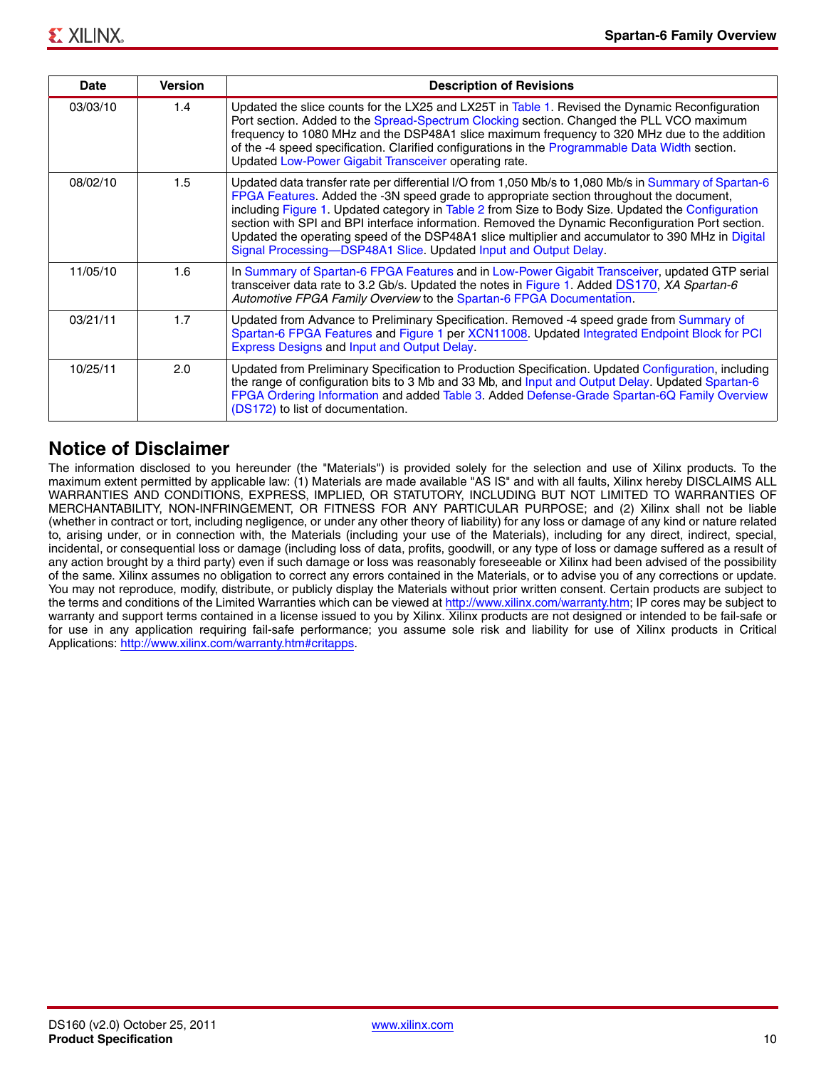| Date | Version | Description of Revisions |
|---|---|---|
| 03/03/10 | 1.4 | Updated the slice counts for the LX25 and LX25T in Table 1. Revised the Dynamic Reconfiguration Port section. Added to the Spread-Spectrum Clocking section. Changed the PLL VCO maximum frequency to 1080 MHz and the DSP48A1 slice maximum frequency to 320 MHz due to the addition of the -4 speed specification. Clarified configurations in the Programmable Data Width section. Updated Low-Power Gigabit Transceiver operating rate. |
| 08/02/10 | 1.5 | Updated data transfer rate per differential I/O from 1,050 Mb/s to 1,080 Mb/s in Summary of Spartan-6 FPGA Features. Added the -3N speed grade to appropriate section throughout the document, including Figure 1. Updated category in Table 2 from Size to Body Size. Updated the Configuration section with SPI and BPI interface information. Removed the Dynamic Reconfiguration Port section. Updated the operating speed of the DSP48A1 slice multiplier and accumulator to 390 MHz in Digital Signal Processing—DSP48A1 Slice. Updated Input and Output Delay. |
| 11/05/10 | 1.6 | In Summary of Spartan-6 FPGA Features and in Low-Power Gigabit Transceiver, updated GTP serial transceiver data rate to 3.2 Gb/s. Updated the notes in Figure 1. Added DS170, *XA Spartan-6 Automotive FPGA Family Overview* to the Spartan-6 FPGA Documentation. |
| 03/21/11 | 1.7 | Updated from Advance to Preliminary Specification. Removed -4 speed grade from Summary of Spartan-6 FPGA Features and Figure 1 per XCN11008. Updated Integrated Endpoint Block for PCI Express Designs and Input and Output Delay. |
| 10/25/11 | 2.0 | Updated from Preliminary Specification to Production Specification. Updated Configuration, including the range of configuration bits to 3 Mb and 33 Mb, and Input and Output Delay. Updated Spartan-6 FPGA Ordering Information and added Table 3. Added Defense-Grade Spartan-6Q Family Overview (DS172) to list of documentation. |

## Notice of Disclaimer

The information disclosed to you hereunder (the "Materials") is provided solely for the selection and use of Xilinx products. To the maximum extent permitted by applicable law: (1) Materials are made available "AS IS" and with all faults, Xilinx hereby DISCLAIMS ALL WARRANTIES AND CONDITIONS, EXPRESS, IMPLIED, OR STATUTORY, INCLUDING BUT NOT LIMITED TO WARRANTIES OF MERCHANTABILITY, NON-INFRINGEMENT, OR FITNESS FOR ANY PARTICULAR PURPOSE; and (2) Xilinx shall not be liable (whether in contract or tort, including negligence, or under any other theory of liability) for any loss or damage of any kind or nature related to, arising under, or in connection with, the Materials (including your use of the Materials), including for any direct, indirect, special, incidental, or consequential loss or damage (including loss of data, profits, goodwill, or any type of loss or damage suffered as a result of any action brought by a third party) even if such damage or loss was reasonably foreseeable or Xilinx had been advised of the possibility of the same. Xilinx assumes no obligation to correct any errors contained in the Materials, or to advise you of any corrections or update. You may not reproduce, modify, distribute, or publicly display the Materials without prior written consent. Certain products are subject to the terms and conditions of the Limited Warranties which can be viewed at http://www.xilinx.com/warranty.htm; IP cores may be subject to warranty and support terms contained in a license issued to you by Xilinx. Xilinx products are not designed or intended to be fail-safe or for use in any application requiring fail-safe performance; you assume sole risk and liability for use of Xilinx products in Critical Applications: http://www.xilinx.com/warranty.htm#critapps.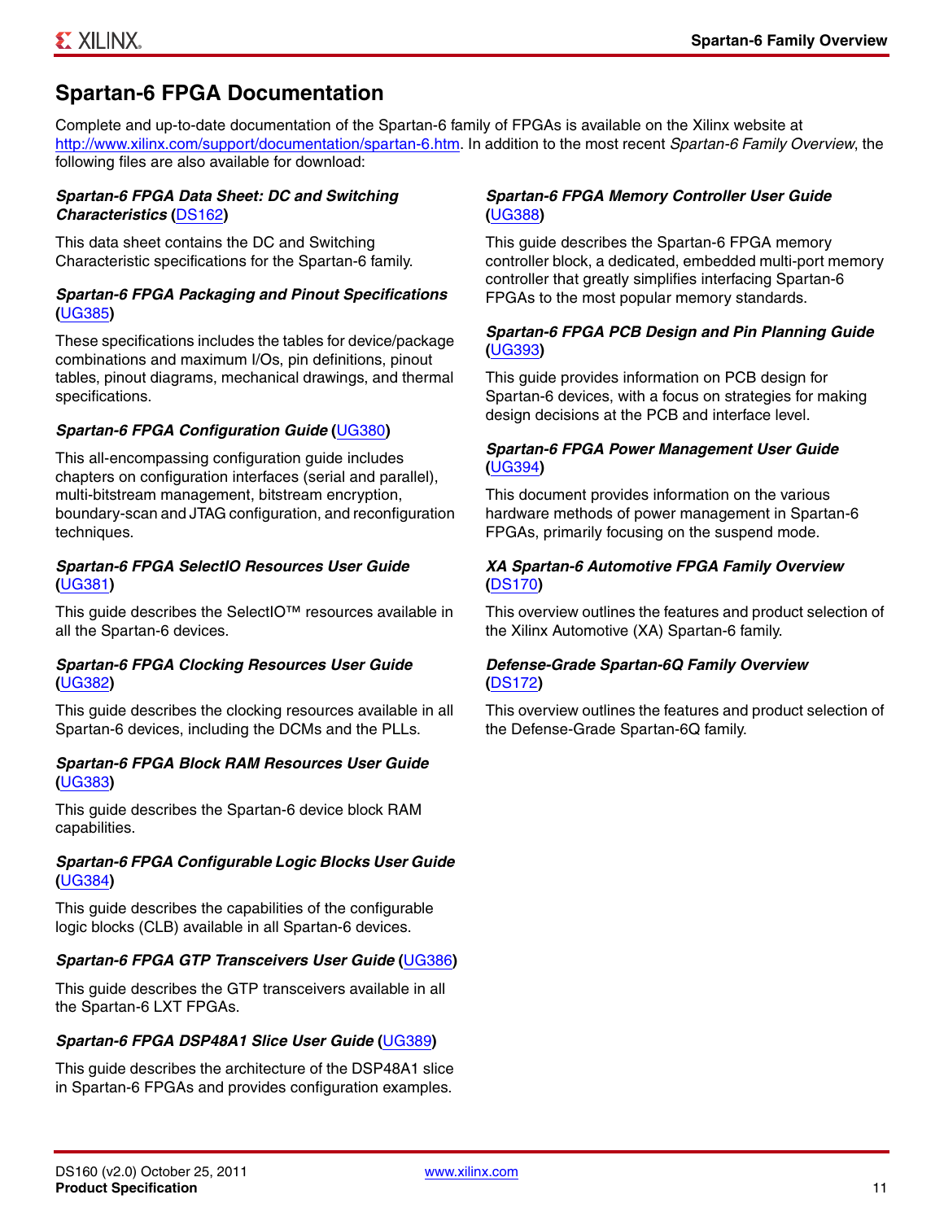## Spartan-6 FPGA Documentation

Complete and up-to-date documentation of the Spartan-6 family of FPGAs is available on the Xilinx website at http://www.xilinx.com/support/documentation/spartan-6.htm. In addition to the most recent *Spartan-6 Family Overview*, the following files are also available for download:

***Spartan-6 FPGA Data Sheet: DC and Switching Characteristics* (DS162)**

This data sheet contains the DC and Switching Characteristic specifications for the Spartan-6 family.

***Spartan-6 FPGA Packaging and Pinout Specifications* (UG385)**

These specifications includes the tables for device/package combinations and maximum I/Os, pin definitions, pinout tables, pinout diagrams, mechanical drawings, and thermal specifications.

***Spartan-6 FPGA Configuration Guide* (UG380)**

This all-encompassing configuration guide includes chapters on configuration interfaces (serial and parallel), multi-bitstream management, bitstream encryption, boundary-scan and JTAG configuration, and reconfiguration techniques.

***Spartan-6 FPGA SelectIO Resources User Guide* (UG381)**

This guide describes the SelectIO™ resources available in all the Spartan-6 devices.

***Spartan-6 FPGA Clocking Resources User Guide* (UG382)**

This guide describes the clocking resources available in all Spartan-6 devices, including the DCMs and the PLLs.

***Spartan-6 FPGA Block RAM Resources User Guide* (UG383)**

This guide describes the Spartan-6 device block RAM capabilities.

***Spartan-6 FPGA Configurable Logic Blocks User Guide* (UG384)**

This guide describes the capabilities of the configurable logic blocks (CLB) available in all Spartan-6 devices.

***Spartan-6 FPGA GTP Transceivers User Guide* (UG386)**

This guide describes the GTP transceivers available in all the Spartan-6 LXT FPGAs.

***Spartan-6 FPGA DSP48A1 Slice User Guide* (UG389)**

This guide describes the architecture of the DSP48A1 slice in Spartan-6 FPGAs and provides configuration examples.

***Spartan-6 FPGA Memory Controller User Guide* (UG388)**

This guide describes the Spartan-6 FPGA memory controller block, a dedicated, embedded multi-port memory controller that greatly simplifies interfacing Spartan-6 FPGAs to the most popular memory standards.

***Spartan-6 FPGA PCB Design and Pin Planning Guide* (UG393)**

This guide provides information on PCB design for Spartan-6 devices, with a focus on strategies for making design decisions at the PCB and interface level.

***Spartan-6 FPGA Power Management User Guide* (UG394)**

This document provides information on the various hardware methods of power management in Spartan-6 FPGAs, primarily focusing on the suspend mode.

***XA Spartan-6 Automotive FPGA Family Overview* (DS170)**

This overview outlines the features and product selection of the Xilinx Automotive (XA) Spartan-6 family.

***Defense-Grade Spartan-6Q Family Overview* (DS172)**

This overview outlines the features and product selection of the Defense-Grade Spartan-6Q family.